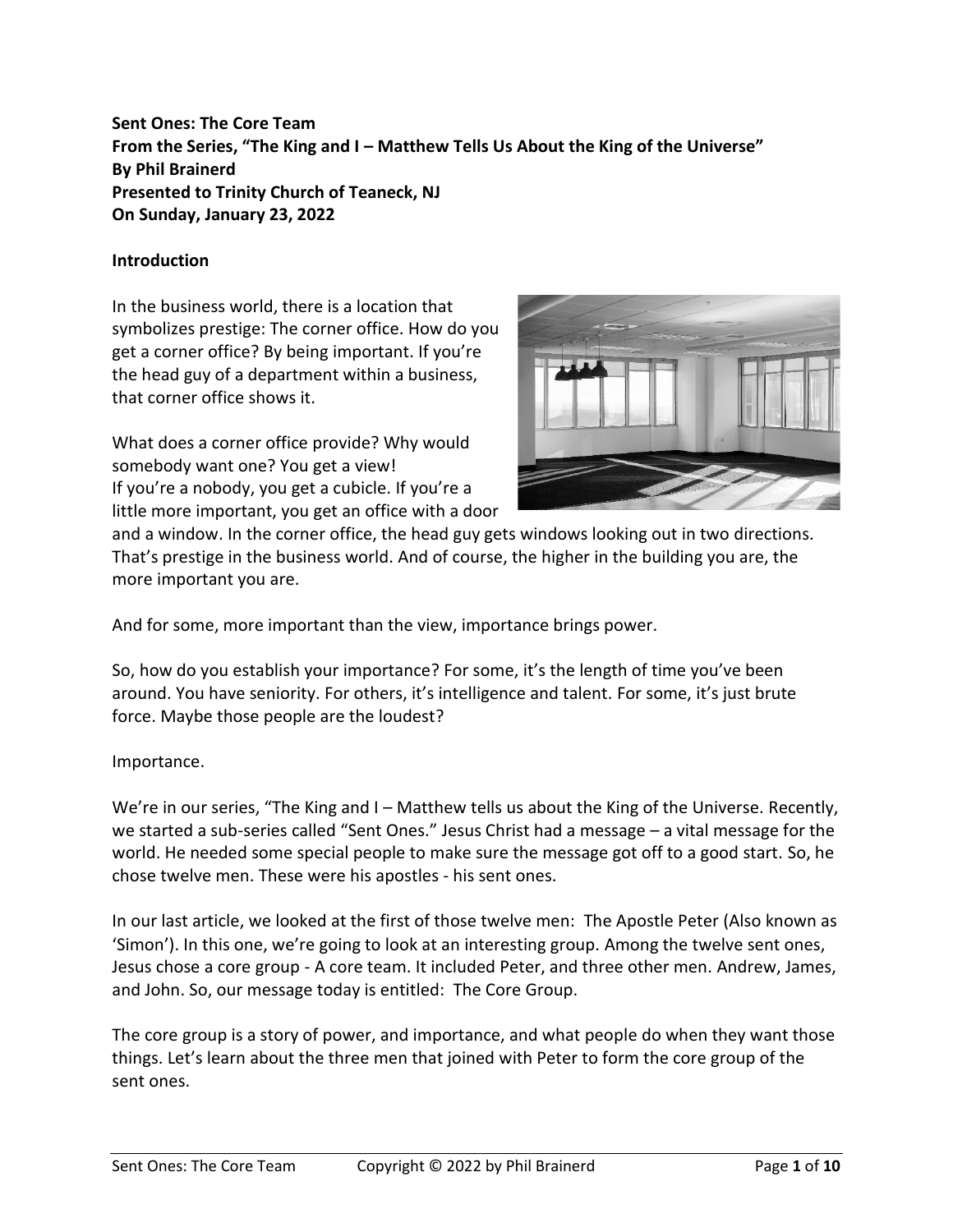**Sent Ones: The Core Team**
**From the Series, "The King and I – Matthew Tells Us About the King of the Universe"**
**By Phil Brainerd**
**Presented to Trinity Church of Teaneck, NJ**
**On Sunday, January 23, 2022**

## Introduction

In the business world, there is a location that symbolizes prestige: The corner office. How do you get a corner office? By being important. If you're the head guy of a department within a business, that corner office shows it.

What does a corner office provide? Why would somebody want one? You get a view! If you're a nobody, you get a cubicle. If you're a little more important, you get an office with a door and a window. In the corner office, the head guy gets windows looking out in two directions. That's prestige in the business world. And of course, the higher in the building you are, the more important you are.

And for some, more important than the view, importance brings power.

So, how do you establish your importance? For some, it's the length of time you've been around. You have seniority. For others, it's intelligence and talent. For some, it's just brute force. Maybe those people are the loudest?

Importance.

We're in our series, "The King and I – Matthew tells us about the King of the Universe. Recently, we started a sub-series called "Sent Ones." Jesus Christ had a message – a vital message for the world. He needed some special people to make sure the message got off to a good start. So, he chose twelve men. These were his apostles - his sent ones.

In our last article, we looked at the first of those twelve men: The Apostle Peter (Also known as 'Simon'). In this one, we're going to look at an interesting group. Among the twelve sent ones, Jesus chose a core group - A core team. It included Peter, and three other men. Andrew, James, and John. So, our message today is entitled: The Core Group.

The core group is a story of power, and importance, and what people do when they want those things. Let's learn about the three men that joined with Peter to form the core group of the sent ones.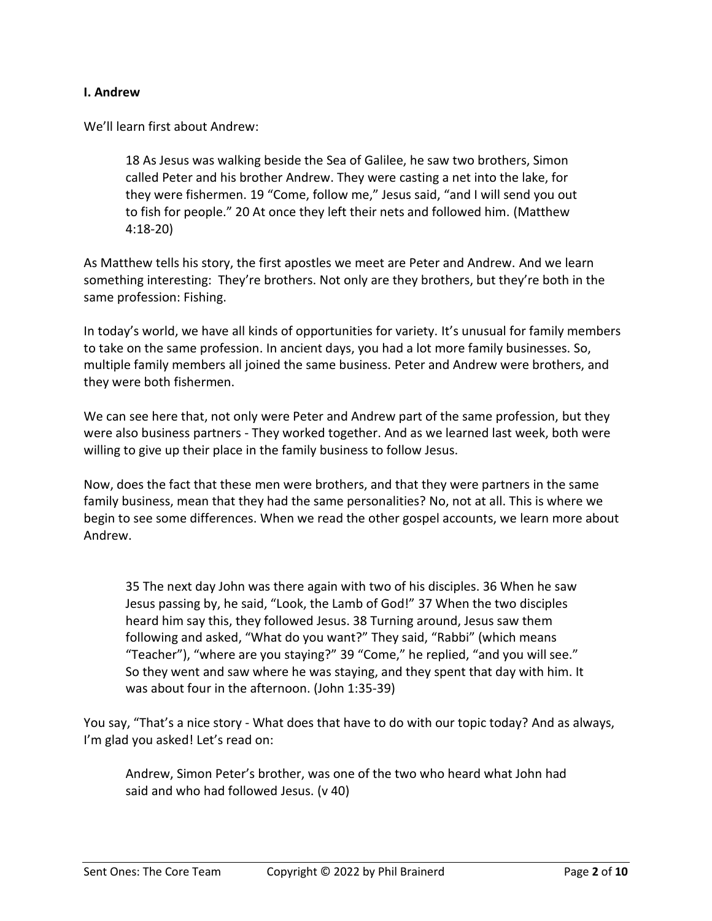**I. Andrew**

We'll learn first about Andrew:

> 18 As Jesus was walking beside the Sea of Galilee, he saw two brothers, Simon called Peter and his brother Andrew. They were casting a net into the lake, for they were fishermen. 19 "Come, follow me," Jesus said, "and I will send you out to fish for people." 20 At once they left their nets and followed him. (Matthew 4:18-20)

As Matthew tells his story, the first apostles we meet are Peter and Andrew. And we learn something interesting: They're brothers. Not only are they brothers, but they're both in the same profession: Fishing.

In today's world, we have all kinds of opportunities for variety. It's unusual for family members to take on the same profession. In ancient days, you had a lot more family businesses. So, multiple family members all joined the same business. Peter and Andrew were brothers, and they were both fishermen.

We can see here that, not only were Peter and Andrew part of the same profession, but they were also business partners - They worked together. And as we learned last week, both were willing to give up their place in the family business to follow Jesus.

Now, does the fact that these men were brothers, and that they were partners in the same family business, mean that they had the same personalities? No, not at all. This is where we begin to see some differences. When we read the other gospel accounts, we learn more about Andrew.

> 35 The next day John was there again with two of his disciples. 36 When he saw Jesus passing by, he said, "Look, the Lamb of God!" 37 When the two disciples heard him say this, they followed Jesus. 38 Turning around, Jesus saw them following and asked, "What do you want?" They said, "Rabbi" (which means "Teacher"), "where are you staying?" 39 "Come," he replied, "and you will see." So they went and saw where he was staying, and they spent that day with him. It was about four in the afternoon. (John 1:35-39)

You say, "That's a nice story - What does that have to do with our topic today? And as always, I'm glad you asked! Let's read on:

> Andrew, Simon Peter's brother, was one of the two who heard what John had said and who had followed Jesus. (v 40)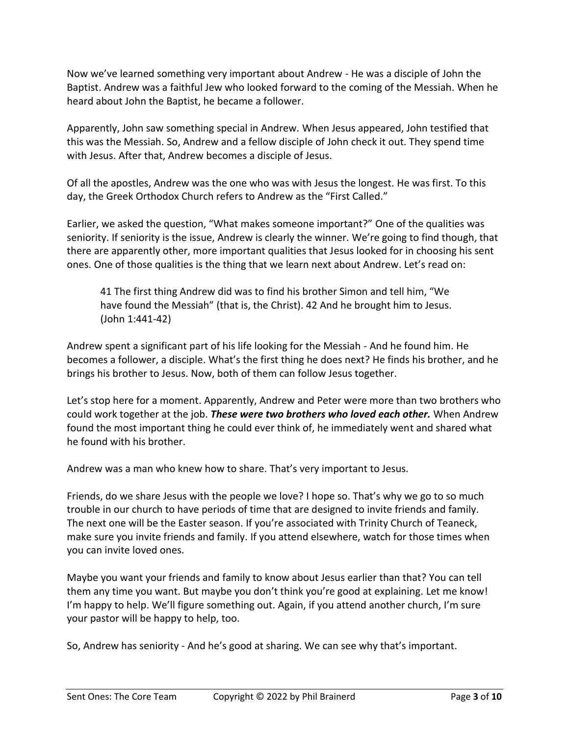Now we've learned something very important about Andrew - He was a disciple of John the Baptist. Andrew was a faithful Jew who looked forward to the coming of the Messiah. When he heard about John the Baptist, he became a follower.

Apparently, John saw something special in Andrew. When Jesus appeared, John testified that this was the Messiah. So, Andrew and a fellow disciple of John check it out. They spend time with Jesus. After that, Andrew becomes a disciple of Jesus.

Of all the apostles, Andrew was the one who was with Jesus the longest. He was first. To this day, the Greek Orthodox Church refers to Andrew as the "First Called."

Earlier, we asked the question, "What makes someone important?" One of the qualities was seniority. If seniority is the issue, Andrew is clearly the winner. We're going to find though, that there are apparently other, more important qualities that Jesus looked for in choosing his sent ones. One of those qualities is the thing that we learn next about Andrew. Let's read on:

> 41 The first thing Andrew did was to find his brother Simon and tell him, "We have found the Messiah" (that is, the Christ). 42 And he brought him to Jesus. (John 1:441-42)

Andrew spent a significant part of his life looking for the Messiah - And he found him. He becomes a follower, a disciple. What's the first thing he does next? He finds his brother, and he brings his brother to Jesus. Now, both of them can follow Jesus together.

Let's stop here for a moment. Apparently, Andrew and Peter were more than two brothers who could work together at the job. ***These were two brothers who loved each other.*** When Andrew found the most important thing he could ever think of, he immediately went and shared what he found with his brother.

Andrew was a man who knew how to share. That's very important to Jesus.

Friends, do we share Jesus with the people we love? I hope so. That's why we go to so much trouble in our church to have periods of time that are designed to invite friends and family. The next one will be the Easter season. If you're associated with Trinity Church of Teaneck, make sure you invite friends and family. If you attend elsewhere, watch for those times when you can invite loved ones.

Maybe you want your friends and family to know about Jesus earlier than that? You can tell them any time you want. But maybe you don't think you're good at explaining. Let me know! I'm happy to help. We'll figure something out. Again, if you attend another church, I'm sure your pastor will be happy to help, too.

So, Andrew has seniority - And he's good at sharing. We can see why that's important.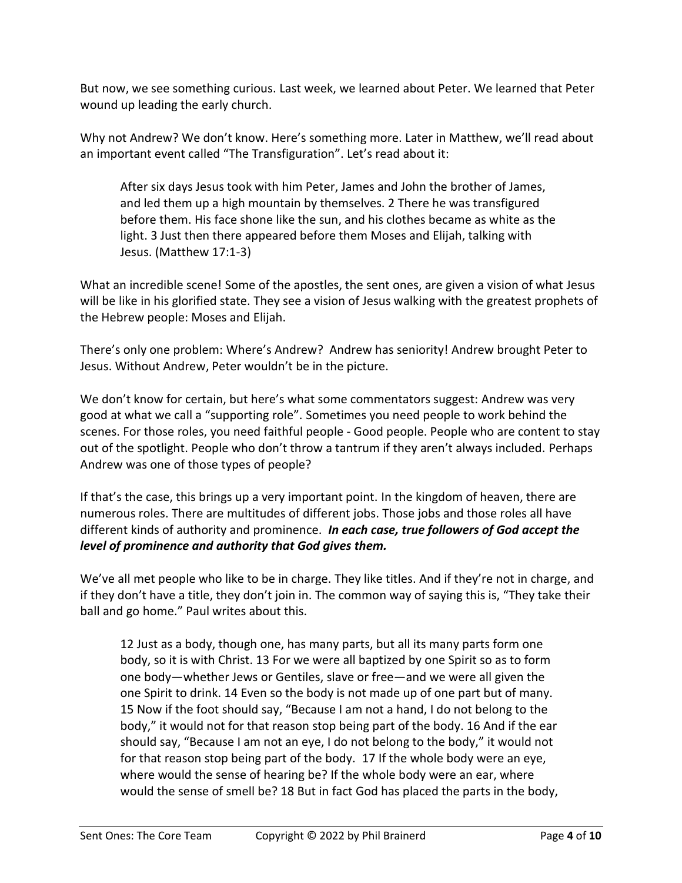But now, we see something curious. Last week, we learned about Peter. We learned that Peter wound up leading the early church.

Why not Andrew? We don't know. Here's something more. Later in Matthew, we'll read about an important event called "The Transfiguration". Let's read about it:

> After six days Jesus took with him Peter, James and John the brother of James, and led them up a high mountain by themselves. 2 There he was transfigured before them. His face shone like the sun, and his clothes became as white as the light. 3 Just then there appeared before them Moses and Elijah, talking with Jesus. (Matthew 17:1-3)

What an incredible scene! Some of the apostles, the sent ones, are given a vision of what Jesus will be like in his glorified state. They see a vision of Jesus walking with the greatest prophets of the Hebrew people: Moses and Elijah.

There's only one problem: Where's Andrew? Andrew has seniority! Andrew brought Peter to Jesus. Without Andrew, Peter wouldn't be in the picture.

We don't know for certain, but here's what some commentators suggest: Andrew was very good at what we call a "supporting role". Sometimes you need people to work behind the scenes. For those roles, you need faithful people - Good people. People who are content to stay out of the spotlight. People who don't throw a tantrum if they aren't always included. Perhaps Andrew was one of those types of people?

If that's the case, this brings up a very important point. In the kingdom of heaven, there are numerous roles. There are multitudes of different jobs. Those jobs and those roles all have different kinds of authority and prominence. ***In each case, true followers of God accept the level of prominence and authority that God gives them.***

We've all met people who like to be in charge. They like titles. And if they're not in charge, and if they don't have a title, they don't join in. The common way of saying this is, "They take their ball and go home." Paul writes about this.

> 12 Just as a body, though one, has many parts, but all its many parts form one body, so it is with Christ. 13 For we were all baptized by one Spirit so as to form one body—whether Jews or Gentiles, slave or free—and we were all given the one Spirit to drink. 14 Even so the body is not made up of one part but of many. 15 Now if the foot should say, "Because I am not a hand, I do not belong to the body," it would not for that reason stop being part of the body. 16 And if the ear should say, "Because I am not an eye, I do not belong to the body," it would not for that reason stop being part of the body. 17 If the whole body were an eye, where would the sense of hearing be? If the whole body were an ear, where would the sense of smell be? 18 But in fact God has placed the parts in the body,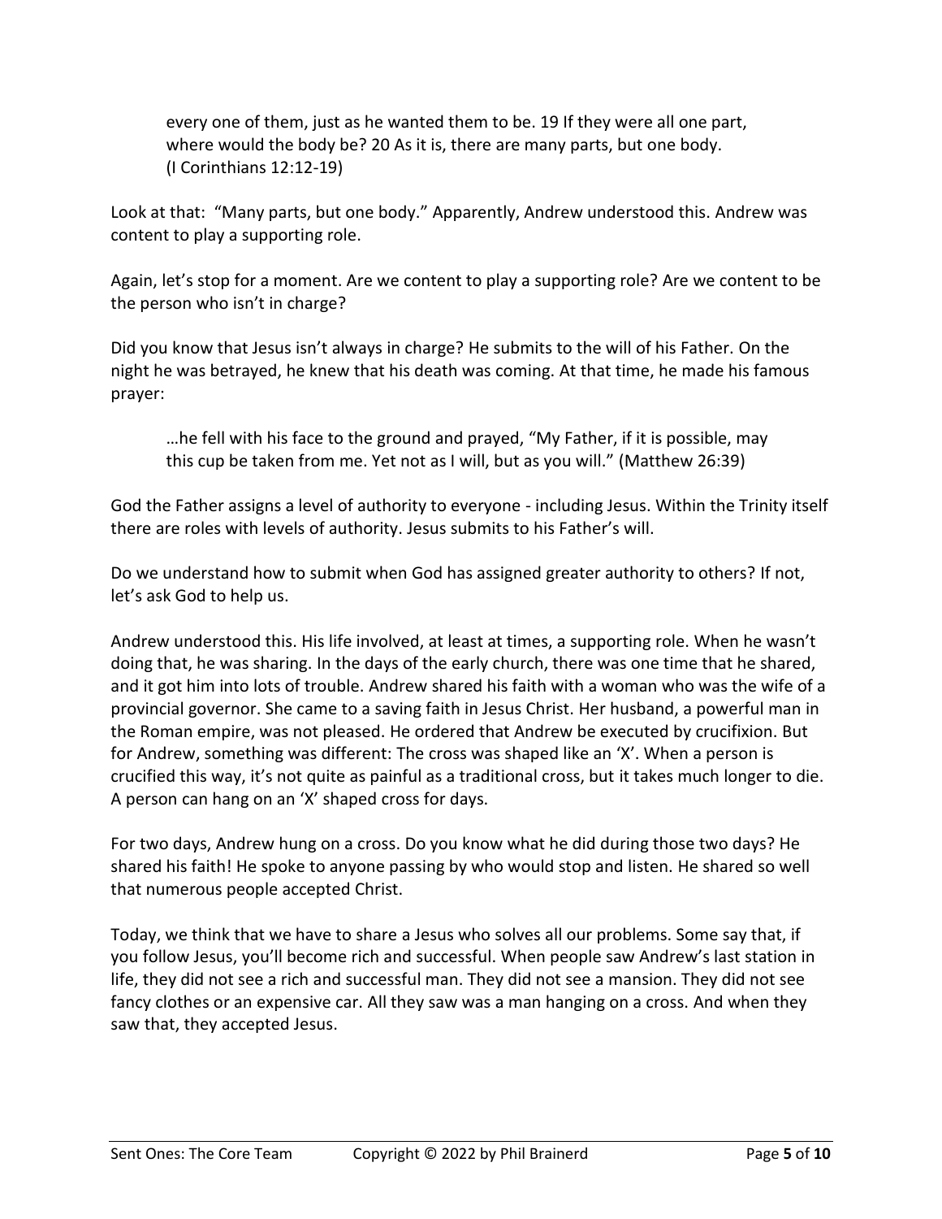> every one of them, just as he wanted them to be. 19 If they were all one part, where would the body be? 20 As it is, there are many parts, but one body. (I Corinthians 12:12-19)

Look at that: "Many parts, but one body." Apparently, Andrew understood this. Andrew was content to play a supporting role.

Again, let's stop for a moment. Are we content to play a supporting role? Are we content to be the person who isn't in charge?

Did you know that Jesus isn't always in charge? He submits to the will of his Father. On the night he was betrayed, he knew that his death was coming. At that time, he made his famous prayer:

> …he fell with his face to the ground and prayed, "My Father, if it is possible, may this cup be taken from me. Yet not as I will, but as you will." (Matthew 26:39)

God the Father assigns a level of authority to everyone - including Jesus. Within the Trinity itself there are roles with levels of authority. Jesus submits to his Father's will.

Do we understand how to submit when God has assigned greater authority to others? If not, let's ask God to help us.

Andrew understood this. His life involved, at least at times, a supporting role. When he wasn't doing that, he was sharing. In the days of the early church, there was one time that he shared, and it got him into lots of trouble. Andrew shared his faith with a woman who was the wife of a provincial governor. She came to a saving faith in Jesus Christ. Her husband, a powerful man in the Roman empire, was not pleased. He ordered that Andrew be executed by crucifixion. But for Andrew, something was different: The cross was shaped like an 'X'. When a person is crucified this way, it's not quite as painful as a traditional cross, but it takes much longer to die. A person can hang on an 'X' shaped cross for days.

For two days, Andrew hung on a cross. Do you know what he did during those two days? He shared his faith! He spoke to anyone passing by who would stop and listen. He shared so well that numerous people accepted Christ.

Today, we think that we have to share a Jesus who solves all our problems. Some say that, if you follow Jesus, you'll become rich and successful. When people saw Andrew's last station in life, they did not see a rich and successful man. They did not see a mansion. They did not see fancy clothes or an expensive car. All they saw was a man hanging on a cross. And when they saw that, they accepted Jesus.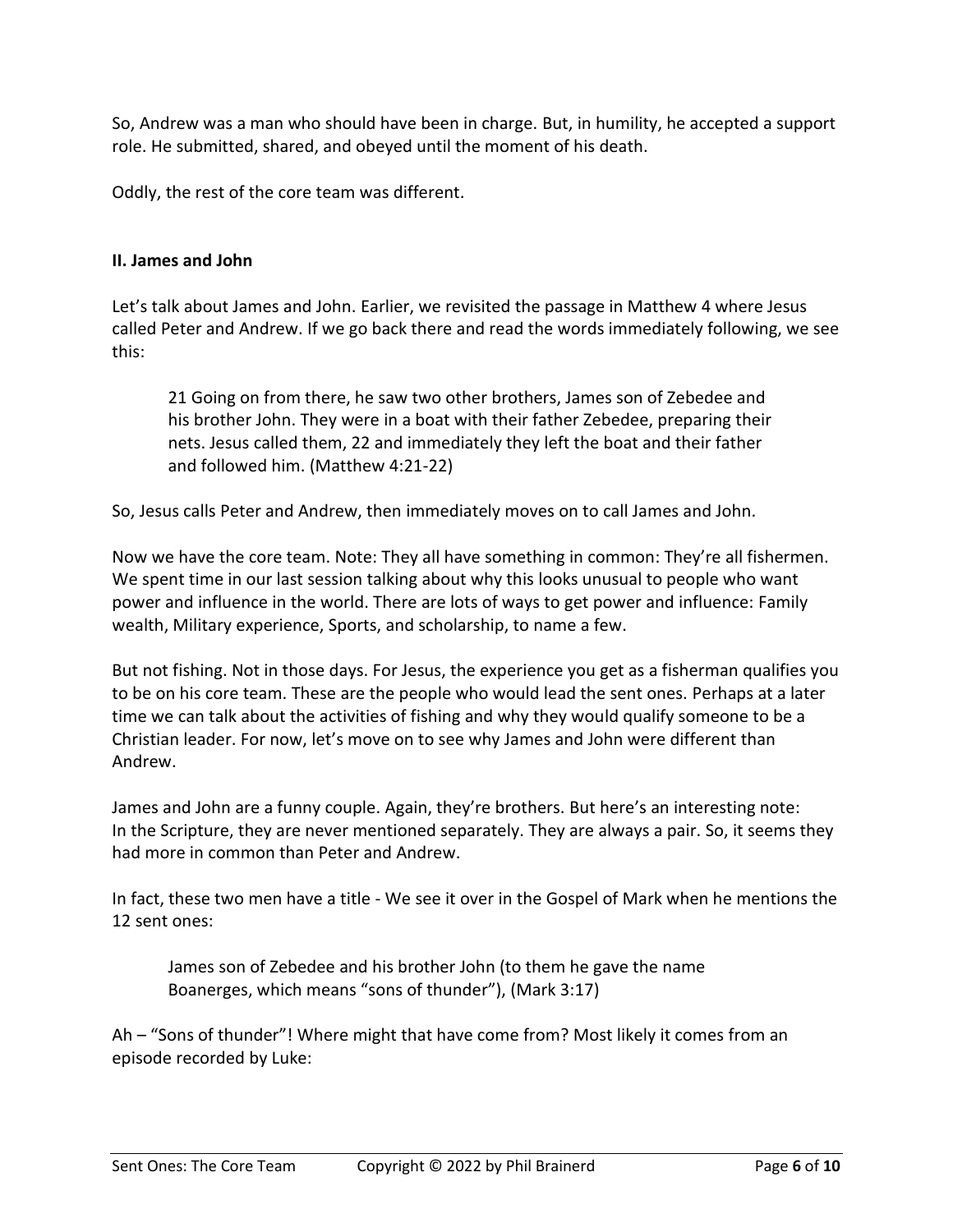So, Andrew was a man who should have been in charge. But, in humility, he accepted a support role. He submitted, shared, and obeyed until the moment of his death.

Oddly, the rest of the core team was different.

## II. James and John

Let's talk about James and John. Earlier, we revisited the passage in Matthew 4 where Jesus called Peter and Andrew. If we go back there and read the words immediately following, we see this:

> 21 Going on from there, he saw two other brothers, James son of Zebedee and his brother John. They were in a boat with their father Zebedee, preparing their nets. Jesus called them, 22 and immediately they left the boat and their father and followed him. (Matthew 4:21-22)

So, Jesus calls Peter and Andrew, then immediately moves on to call James and John.

Now we have the core team. Note: They all have something in common: They're all fishermen. We spent time in our last session talking about why this looks unusual to people who want power and influence in the world. There are lots of ways to get power and influence: Family wealth, Military experience, Sports, and scholarship, to name a few.

But not fishing. Not in those days. For Jesus, the experience you get as a fisherman qualifies you to be on his core team. These are the people who would lead the sent ones. Perhaps at a later time we can talk about the activities of fishing and why they would qualify someone to be a Christian leader. For now, let's move on to see why James and John were different than Andrew.

James and John are a funny couple. Again, they're brothers. But here's an interesting note: In the Scripture, they are never mentioned separately. They are always a pair. So, it seems they had more in common than Peter and Andrew.

In fact, these two men have a title - We see it over in the Gospel of Mark when he mentions the 12 sent ones:

> James son of Zebedee and his brother John (to them he gave the name Boanerges, which means "sons of thunder"), (Mark 3:17)

Ah – "Sons of thunder"! Where might that have come from? Most likely it comes from an episode recorded by Luke: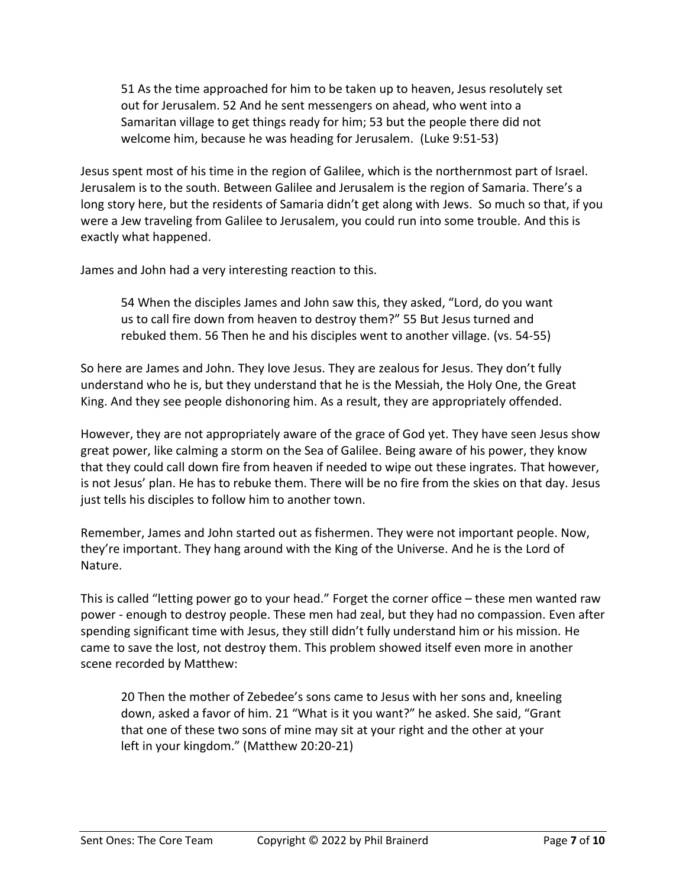> 51 As the time approached for him to be taken up to heaven, Jesus resolutely set out for Jerusalem. 52 And he sent messengers on ahead, who went into a Samaritan village to get things ready for him; 53 but the people there did not welcome him, because he was heading for Jerusalem. (Luke 9:51-53)

Jesus spent most of his time in the region of Galilee, which is the northernmost part of Israel. Jerusalem is to the south. Between Galilee and Jerusalem is the region of Samaria. There's a long story here, but the residents of Samaria didn't get along with Jews. So much so that, if you were a Jew traveling from Galilee to Jerusalem, you could run into some trouble. And this is exactly what happened.

James and John had a very interesting reaction to this.

> 54 When the disciples James and John saw this, they asked, "Lord, do you want us to call fire down from heaven to destroy them?" 55 But Jesus turned and rebuked them. 56 Then he and his disciples went to another village. (vs. 54-55)

So here are James and John. They love Jesus. They are zealous for Jesus. They don't fully understand who he is, but they understand that he is the Messiah, the Holy One, the Great King. And they see people dishonoring him. As a result, they are appropriately offended.

However, they are not appropriately aware of the grace of God yet. They have seen Jesus show great power, like calming a storm on the Sea of Galilee. Being aware of his power, they know that they could call down fire from heaven if needed to wipe out these ingrates. That however, is not Jesus' plan. He has to rebuke them. There will be no fire from the skies on that day. Jesus just tells his disciples to follow him to another town.

Remember, James and John started out as fishermen. They were not important people. Now, they're important. They hang around with the King of the Universe. And he is the Lord of Nature.

This is called "letting power go to your head." Forget the corner office – these men wanted raw power - enough to destroy people. These men had zeal, but they had no compassion. Even after spending significant time with Jesus, they still didn't fully understand him or his mission. He came to save the lost, not destroy them. This problem showed itself even more in another scene recorded by Matthew:

> 20 Then the mother of Zebedee's sons came to Jesus with her sons and, kneeling down, asked a favor of him. 21 "What is it you want?" he asked. She said, "Grant that one of these two sons of mine may sit at your right and the other at your left in your kingdom." (Matthew 20:20-21)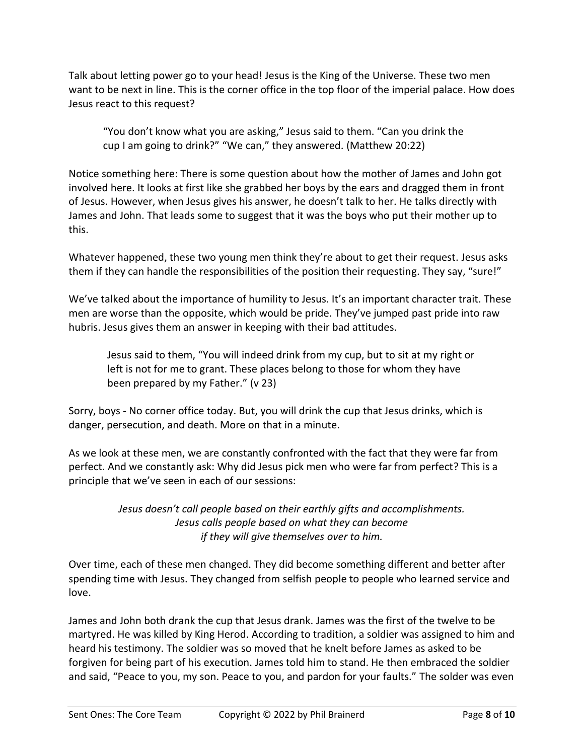Talk about letting power go to your head! Jesus is the King of the Universe. These two men want to be next in line. This is the corner office in the top floor of the imperial palace. How does Jesus react to this request?

> "You don't know what you are asking," Jesus said to them. "Can you drink the cup I am going to drink?" "We can," they answered. (Matthew 20:22)

Notice something here: There is some question about how the mother of James and John got involved here. It looks at first like she grabbed her boys by the ears and dragged them in front of Jesus. However, when Jesus gives his answer, he doesn't talk to her. He talks directly with James and John. That leads some to suggest that it was the boys who put their mother up to this.

Whatever happened, these two young men think they're about to get their request. Jesus asks them if they can handle the responsibilities of the position their requesting. They say, "sure!"

We've talked about the importance of humility to Jesus. It's an important character trait. These men are worse than the opposite, which would be pride. They've jumped past pride into raw hubris. Jesus gives them an answer in keeping with their bad attitudes.

> Jesus said to them, "You will indeed drink from my cup, but to sit at my right or left is not for me to grant. These places belong to those for whom they have been prepared by my Father." (v 23)

Sorry, boys - No corner office today. But, you will drink the cup that Jesus drinks, which is danger, persecution, and death. More on that in a minute.

As we look at these men, we are constantly confronted with the fact that they were far from perfect. And we constantly ask: Why did Jesus pick men who were far from perfect? This is a principle that we've seen in each of our sessions:

*Jesus doesn't call people based on their earthly gifts and accomplishments.*
*Jesus calls people based on what they can become*
*if they will give themselves over to him.*

Over time, each of these men changed. They did become something different and better after spending time with Jesus. They changed from selfish people to people who learned service and love.

James and John both drank the cup that Jesus drank. James was the first of the twelve to be martyred. He was killed by King Herod. According to tradition, a soldier was assigned to him and heard his testimony. The soldier was so moved that he knelt before James as asked to be forgiven for being part of his execution. James told him to stand. He then embraced the soldier and said, "Peace to you, my son. Peace to you, and pardon for your faults." The solder was even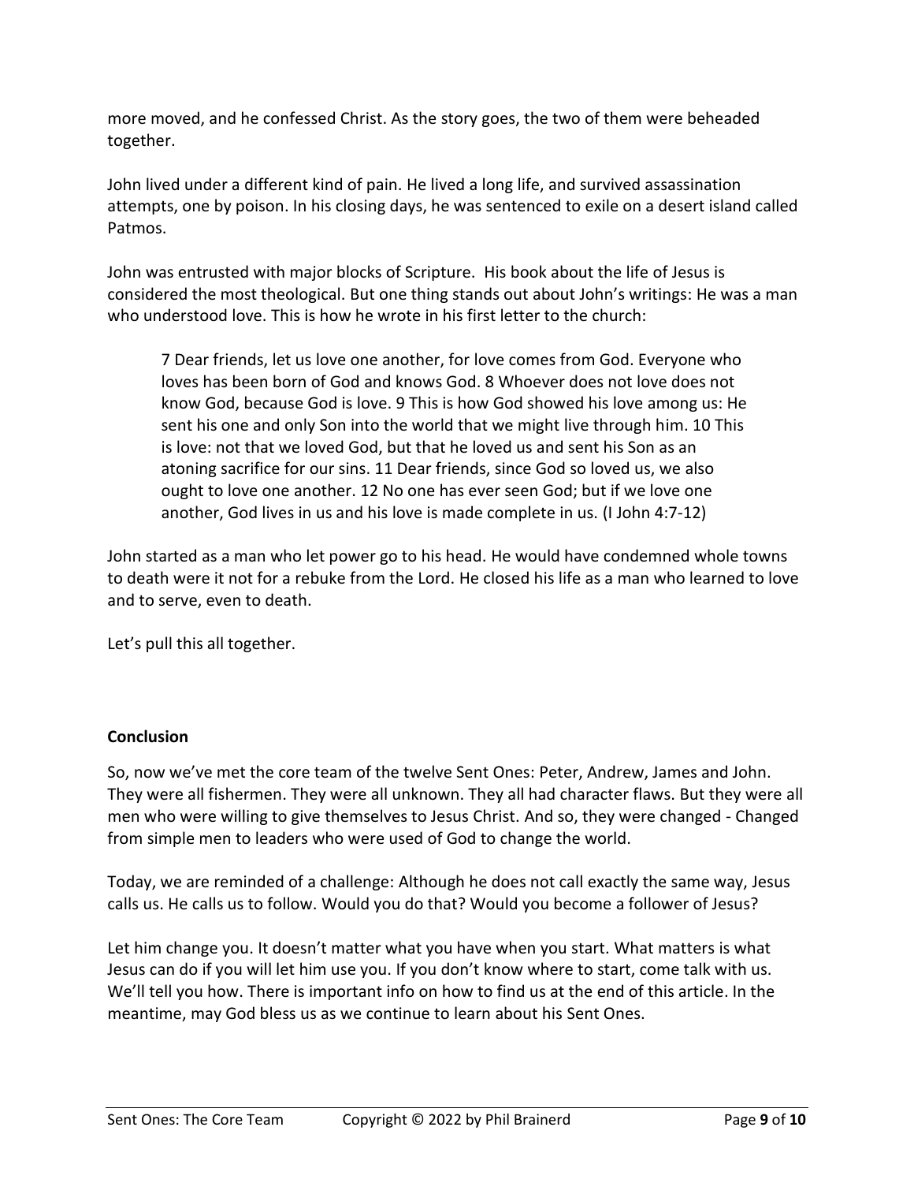more moved, and he confessed Christ. As the story goes, the two of them were beheaded together.

John lived under a different kind of pain. He lived a long life, and survived assassination attempts, one by poison. In his closing days, he was sentenced to exile on a desert island called Patmos.

John was entrusted with major blocks of Scripture. His book about the life of Jesus is considered the most theological. But one thing stands out about John's writings: He was a man who understood love. This is how he wrote in his first letter to the church:

> 7 Dear friends, let us love one another, for love comes from God. Everyone who loves has been born of God and knows God. 8 Whoever does not love does not know God, because God is love. 9 This is how God showed his love among us: He sent his one and only Son into the world that we might live through him. 10 This is love: not that we loved God, but that he loved us and sent his Son as an atoning sacrifice for our sins. 11 Dear friends, since God so loved us, we also ought to love one another. 12 No one has ever seen God; but if we love one another, God lives in us and his love is made complete in us. (I John 4:7-12)

John started as a man who let power go to his head. He would have condemned whole towns to death were it not for a rebuke from the Lord. He closed his life as a man who learned to love and to serve, even to death.

Let's pull this all together.

**Conclusion**

So, now we've met the core team of the twelve Sent Ones: Peter, Andrew, James and John. They were all fishermen. They were all unknown. They all had character flaws. But they were all men who were willing to give themselves to Jesus Christ. And so, they were changed - Changed from simple men to leaders who were used of God to change the world.

Today, we are reminded of a challenge: Although he does not call exactly the same way, Jesus calls us. He calls us to follow. Would you do that? Would you become a follower of Jesus?

Let him change you. It doesn't matter what you have when you start. What matters is what Jesus can do if you will let him use you. If you don't know where to start, come talk with us. We'll tell you how. There is important info on how to find us at the end of this article. In the meantime, may God bless us as we continue to learn about his Sent Ones.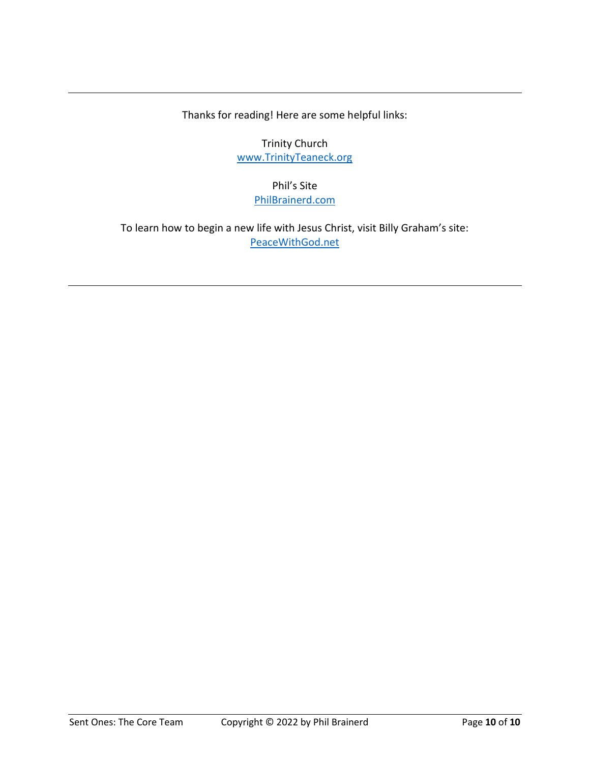---

Thanks for reading! Here are some helpful links:

Trinity Church
[www.TrinityTeaneck.org](http://www.TrinityTeaneck.org)

Phil's Site
[PhilBrainerd.com](http://PhilBrainerd.com)

To learn how to begin a new life with Jesus Christ, visit Billy Graham's site:
[PeaceWithGod.net](http://PeaceWithGod.net)

---